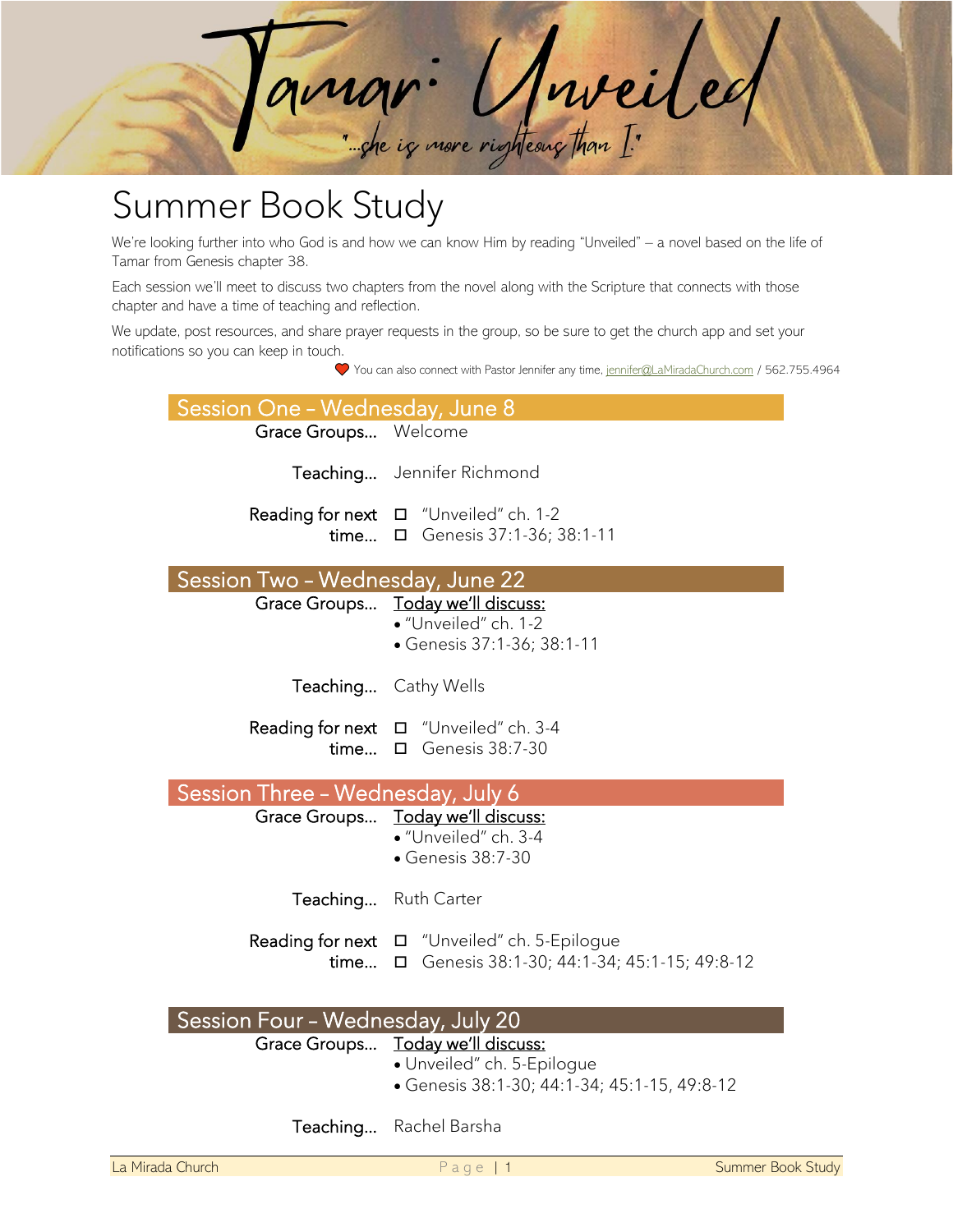# Tamar: Unveiled

*"...she is more righteous than I."*

# Summer Book Study

We're looking further into who God is and how we can know Him by reading "Unveiled" – a novel based on the life of Tamar from Genesis chapter 38.

Each session we'll meet to discuss two chapters from the novel along with the Scripture that connects with those chapter and have a time of teaching and reflection.

We update, post resources, and share prayer requests in the group, so be sure to get the church app and set your notifications so you can keep in touch.

❤ You can also connect with Pastor Jennifer any time. jennifer@LaMiradaChurch.com / 562.755.4964

## Session One – Wednesday, June 8

**Grace Groups…** Welcome

**Teaching…** Jennifer Richmond

**Reading for next time…**
- ☐ "Unveiled" ch. 1-2
- ☐ Genesis 37:1-36; 38:1-11

## Session Two – Wednesday, June 22

**Grace Groups…** Today we'll discuss:
- "Unveiled" ch. 1-2
- Genesis 37:1-36; 38:1-11

**Teaching…** Cathy Wells

**Reading for next time…**
- ☐ "Unveiled" ch. 3-4
- ☐ Genesis 38:7-30

## Session Three – Wednesday, July 6

**Grace Groups…** Today we'll discuss:
- "Unveiled" ch. 3-4
- Genesis 38:7-30

**Teaching…** Ruth Carter

**Reading for next time…**
- ☐ "Unveiled" ch. 5-Epilogue
- ☐ Genesis 38:1-30; 44:1-34; 45:1-15; 49:8-12

## Session Four – Wednesday, July 20

**Grace Groups…** Today we'll discuss:
- Unveiled" ch. 5-Epilogue
- Genesis 38:1-30; 44:1-34; 45:1-15, 49:8-12

**Teaching…** Rachel Barsha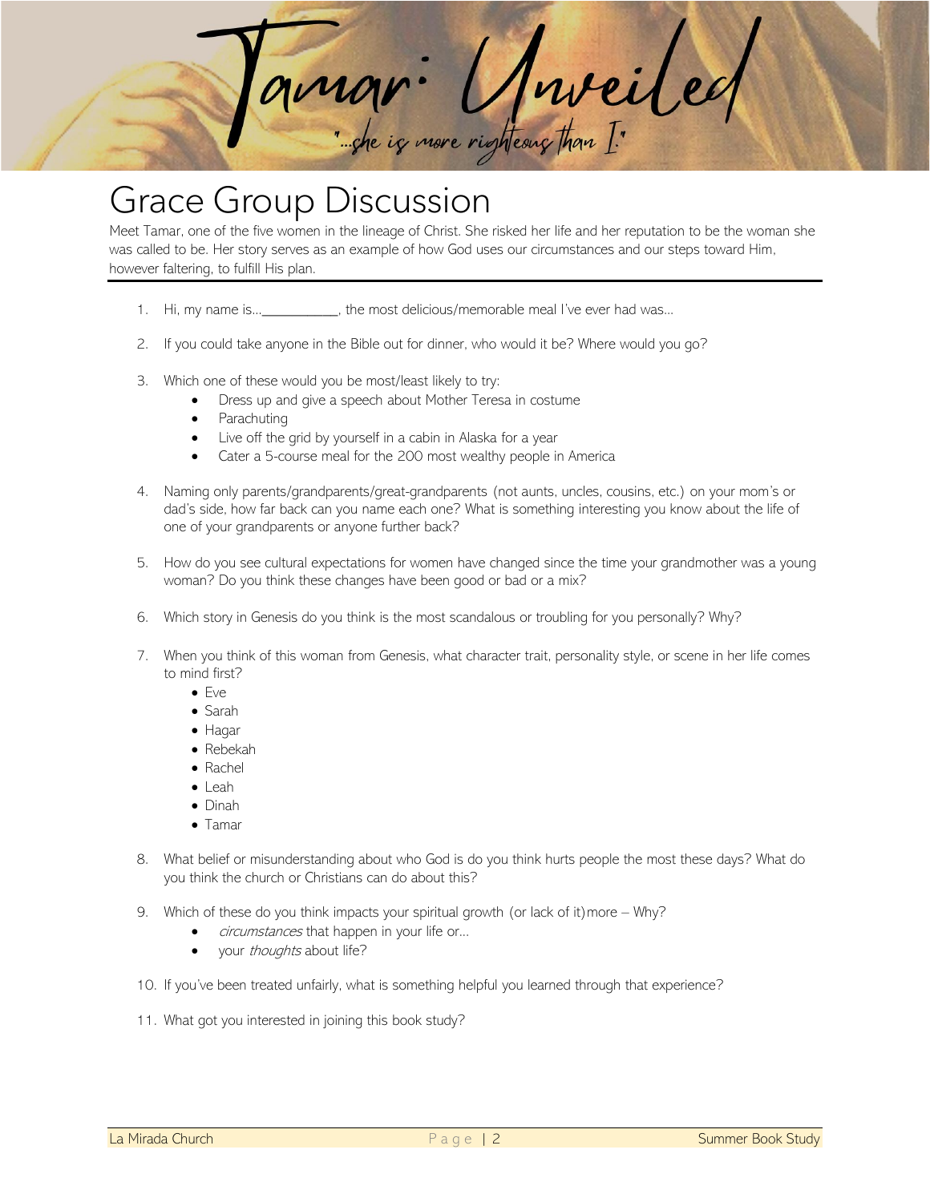# Tamar: Unveiled

*"...she is more righteous than I."*

## Grace Group Discussion

Meet Tamar, one of the five women in the lineage of Christ. She risked her life and her reputation to be the woman she was called to be. Her story serves as an example of how God uses our circumstances and our steps toward Him, however faltering, to fulfill His plan.

1. Hi, my name is...___________, the most delicious/memorable meal I've ever had was...
2. If you could take anyone in the Bible out for dinner, who would it be? Where would you go?
3. Which one of these would you be most/least likely to try:
   - Dress up and give a speech about Mother Teresa in costume
   - Parachuting
   - Live off the grid by yourself in a cabin in Alaska for a year
   - Cater a 5-course meal for the 200 most wealthy people in America
4. Naming only parents/grandparents/great-grandparents (not aunts, uncles, cousins, etc.) on your mom's or dad's side, how far back can you name each one? What is something interesting you know about the life of one of your grandparents or anyone further back?
5. How do you see cultural expectations for women have changed since the time your grandmother was a young woman? Do you think these changes have been good or bad or a mix?
6. Which story in Genesis do you think is the most scandalous or troubling for you personally? Why?
7. When you think of this woman from Genesis, what character trait, personality style, or scene in her life comes to mind first?
   - Eve
   - Sarah
   - Hagar
   - Rebekah
   - Rachel
   - Leah
   - Dinah
   - Tamar
8. What belief or misunderstanding about who God is do you think hurts people the most these days? What do you think the church or Christians can do about this?
9. Which of these do you think impacts your spiritual growth (or lack of it) more – Why?
   - *circumstances* that happen in your life or...
   - your *thoughts* about life?
10. If you've been treated unfairly, what is something helpful you learned through that experience?
11. What got you interested in joining this book study?